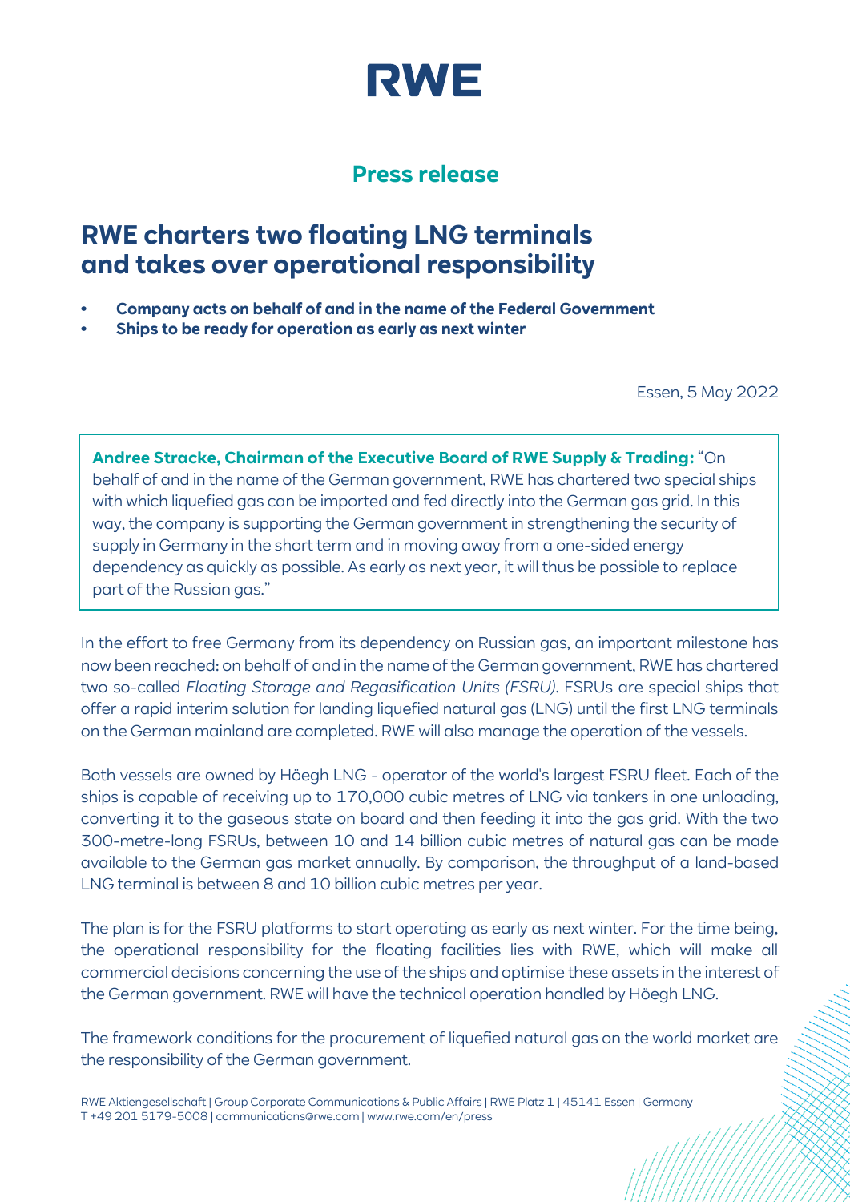# RWE

## Press release

# RWE charters two floating LNG terminals and takes over operational responsibility

- **Company acts on behalf of and in the name of the Federal Government**
- **Ships to be ready for operation as early as next winter**

Essen, 5 May 2022

**Andree Stracke, Chairman of the Executive Board of RWE Supply & Trading:** "On behalf of and in the name of the German government, RWE has chartered two special ships with which liquefied gas can be imported and fed directly into the German gas grid. In this way, the company is supporting the German government in strengthening the security of supply in Germany in the short term and in moving away from a one-sided energy dependency as quickly as possible. As early as next year, it will thus be possible to replace part of the Russian gas."

In the effort to free Germany from its dependency on Russian gas, an important milestone has now been reached: on behalf of and in the name of the German government, RWE has chartered two so-called *Floating Storage and Regasification Units (FSRU)*. FSRUs are special ships that offer a rapid interim solution for landing liquefied natural gas (LNG) until the first LNG terminals on the German mainland are completed. RWE will also manage the operation of the vessels.

Both vessels are owned by Höegh LNG - operator of the world's largest FSRU fleet. Each of the ships is capable of receiving up to 170,000 cubic metres of LNG via tankers in one unloading, converting it to the gaseous state on board and then feeding it into the gas grid. With the two 300-metre-long FSRUs, between 10 and 14 billion cubic metres of natural gas can be made available to the German gas market annually. By comparison, the throughput of a land-based LNG terminal is between 8 and 10 billion cubic metres per year.

The plan is for the FSRU platforms to start operating as early as next winter. For the time being, the operational responsibility for the floating facilities lies with RWE, which will make all commercial decisions concerning the use of the ships and optimise these assets in the interest of the German government. RWE will have the technical operation handled by Höegh LNG.

The framework conditions for the procurement of liquefied natural gas on the world market are the responsibility of the German government.

RWE Aktiengesellschaft | Group Corporate Communications & Public Affairs | RWE Platz 1 | 45141 Essen | Germany
T +49 201 5179-5008 | communications@rwe.com | www.rwe.com/en/press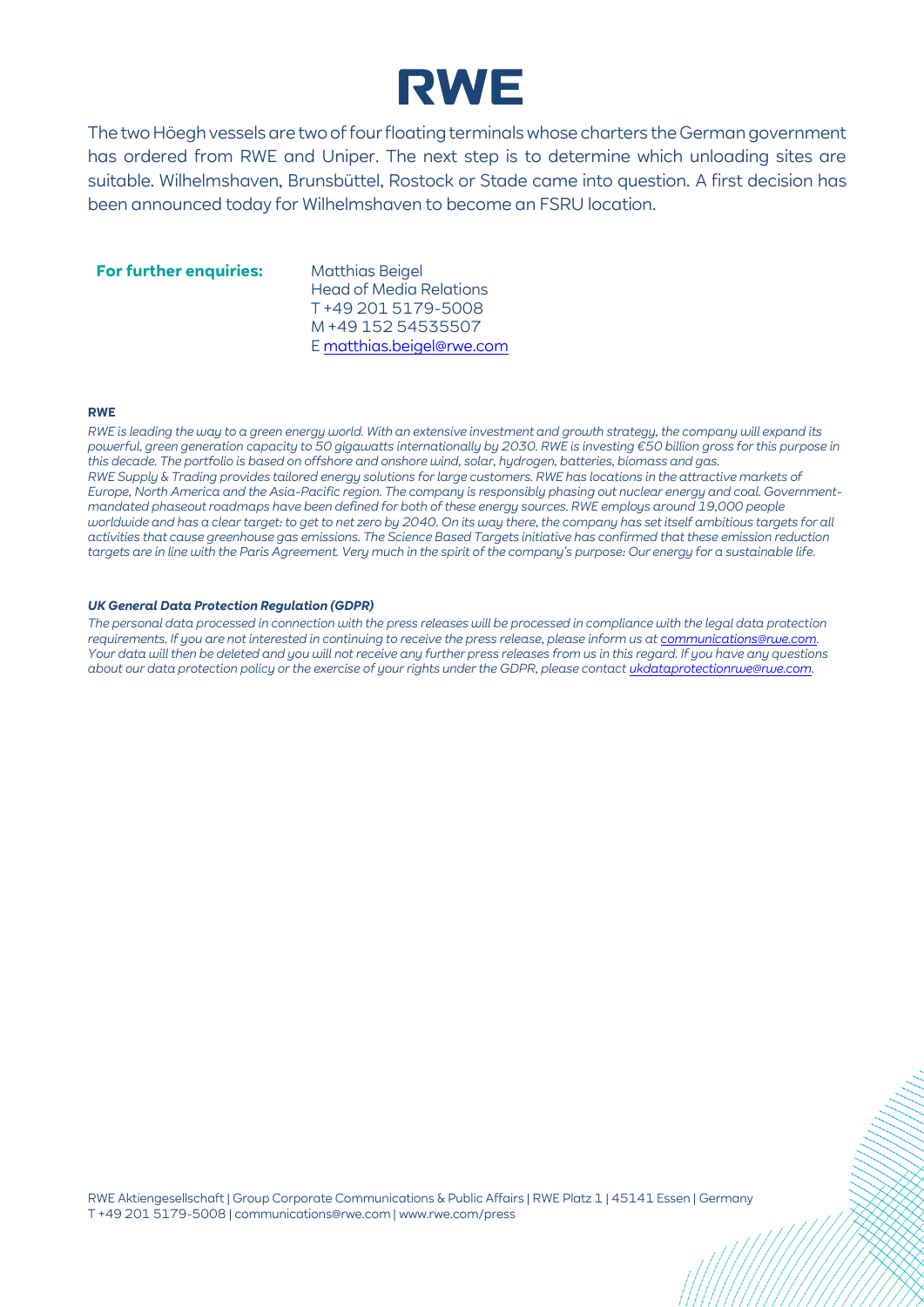The two Höegh vessels are two of four floating terminals whose charters the German government has ordered from RWE and Uniper. The next step is to determine which unloading sites are suitable. Wilhelmshaven, Brunsbüttel, Rostock or Stade came into question. A first decision has been announced today for Wilhelmshaven to become an FSRU location.

**For further enquiries:**

Matthias Beigel
Head of Media Relations
T +49 201 5179-5008
M +49 152 54535507
E matthias.beigel@rwe.com

**RWE**

*RWE is leading the way to a green energy world. With an extensive investment and growth strategy, the company will expand its powerful, green generation capacity to 50 gigawatts internationally by 2030. RWE is investing €50 billion gross for this purpose in this decade. The portfolio is based on offshore and onshore wind, solar, hydrogen, batteries, biomass and gas. RWE Supply & Trading provides tailored energy solutions for large customers. RWE has locations in the attractive markets of Europe, North America and the Asia-Pacific region. The company is responsibly phasing out nuclear energy and coal. Government-mandated phaseout roadmaps have been defined for both of these energy sources. RWE employs around 19,000 people worldwide and has a clear target: to get to net zero by 2040. On its way there, the company has set itself ambitious targets for all activities that cause greenhouse gas emissions. The Science Based Targets initiative has confirmed that these emission reduction targets are in line with the Paris Agreement. Very much in the spirit of the company's purpose: Our energy for a sustainable life.*

***UK General Data Protection Regulation (GDPR)***

*The personal data processed in connection with the press releases will be processed in compliance with the legal data protection requirements. If you are not interested in continuing to receive the press release, please inform us at communications@rwe.com. Your data will then be deleted and you will not receive any further press releases from us in this regard. If you have any questions about our data protection policy or the exercise of your rights under the GDPR, please contact ukdataprotectionrwe@rwe.com.*

RWE Aktiengesellschaft | Group Corporate Communications & Public Affairs | RWE Platz 1 | 45141 Essen | Germany
T +49 201 5179-5008 | communications@rwe.com | www.rwe.com/press